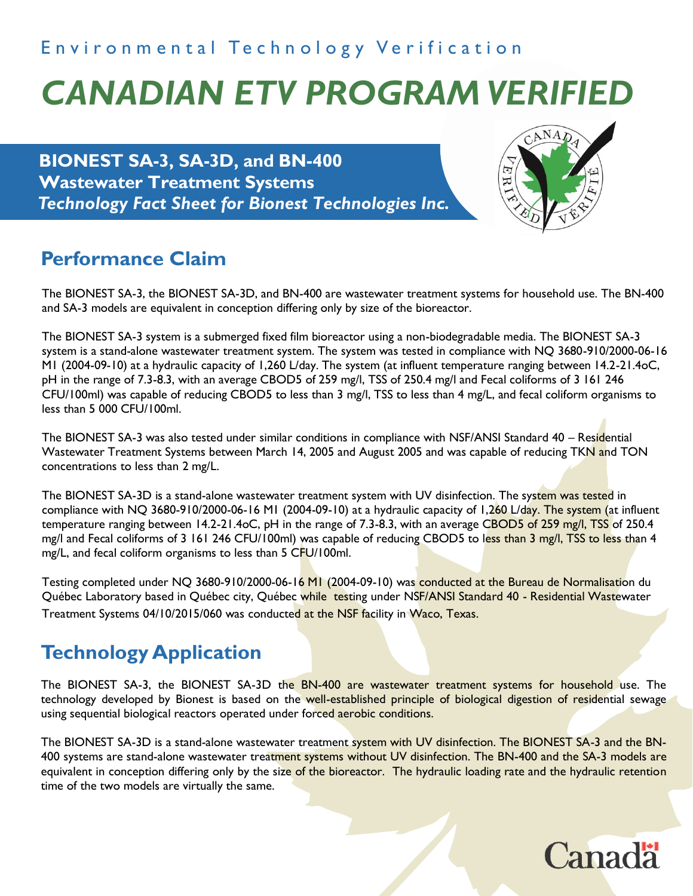Environmental Technology Verification

# CANADIAN ETV PROGRAM VERIFIED

## BIONEST SA-3, SA-3D, and BN-400 Wastewater Treatment Systems

***Technology Fact Sheet for Bionest Technologies Inc.***

## Performance Claim

The BIONEST SA-3, the BIONEST SA-3D, and BN-400 are wastewater treatment systems for household use. The BN-400 and SA-3 models are equivalent in conception differing only by size of the bioreactor.

The BIONEST SA-3 system is a submerged fixed film bioreactor using a non-biodegradable media. The BIONEST SA-3 system is a stand-alone wastewater treatment system. The system was tested in compliance with NQ 3680-910/2000-06-16 M1 (2004-09-10) at a hydraulic capacity of 1,260 L/day. The system (at influent temperature ranging between 14.2-21.4oC, pH in the range of 7.3-8.3, with an average CBOD5 of 259 mg/l, TSS of 250.4 mg/l and Fecal coliforms of 3 161 246 CFU/100ml) was capable of reducing CBOD5 to less than 3 mg/l, TSS to less than 4 mg/L, and fecal coliform organisms to less than 5 000 CFU/100ml.

The BIONEST SA-3 was also tested under similar conditions in compliance with NSF/ANSI Standard 40 – Residential Wastewater Treatment Systems between March 14, 2005 and August 2005 and was capable of reducing TKN and TON concentrations to less than 2 mg/L.

The BIONEST SA-3D is a stand-alone wastewater treatment system with UV disinfection. The system was tested in compliance with NQ 3680-910/2000-06-16 M1 (2004-09-10) at a hydraulic capacity of 1,260 L/day. The system (at influent temperature ranging between 14.2-21.4oC, pH in the range of 7.3-8.3, with an average CBOD5 of 259 mg/l, TSS of 250.4 mg/l and Fecal coliforms of 3 161 246 CFU/100ml) was capable of reducing CBOD5 to less than 3 mg/l, TSS to less than 4 mg/L, and fecal coliform organisms to less than 5 CFU/100ml.

Testing completed under NQ 3680-910/2000-06-16 M1 (2004-09-10) was conducted at the Bureau de Normalisation du Québec Laboratory based in Québec city, Québec while testing under NSF/ANSI Standard 40 - Residential Wastewater Treatment Systems 04/10/2015/060 was conducted at the NSF facility in Waco, Texas.

## Technology Application

The BIONEST SA-3, the BIONEST SA-3D the BN-400 are wastewater treatment systems for household use. The technology developed by Bionest is based on the well-established principle of biological digestion of residential sewage using sequential biological reactors operated under forced aerobic conditions.

The BIONEST SA-3D is a stand-alone wastewater treatment system with UV disinfection. The BIONEST SA-3 and the BN-400 systems are stand-alone wastewater treatment systems without UV disinfection. The BN-400 and the SA-3 models are equivalent in conception differing only by the size of the bioreactor. The hydraulic loading rate and the hydraulic retention time of the two models are virtually the same.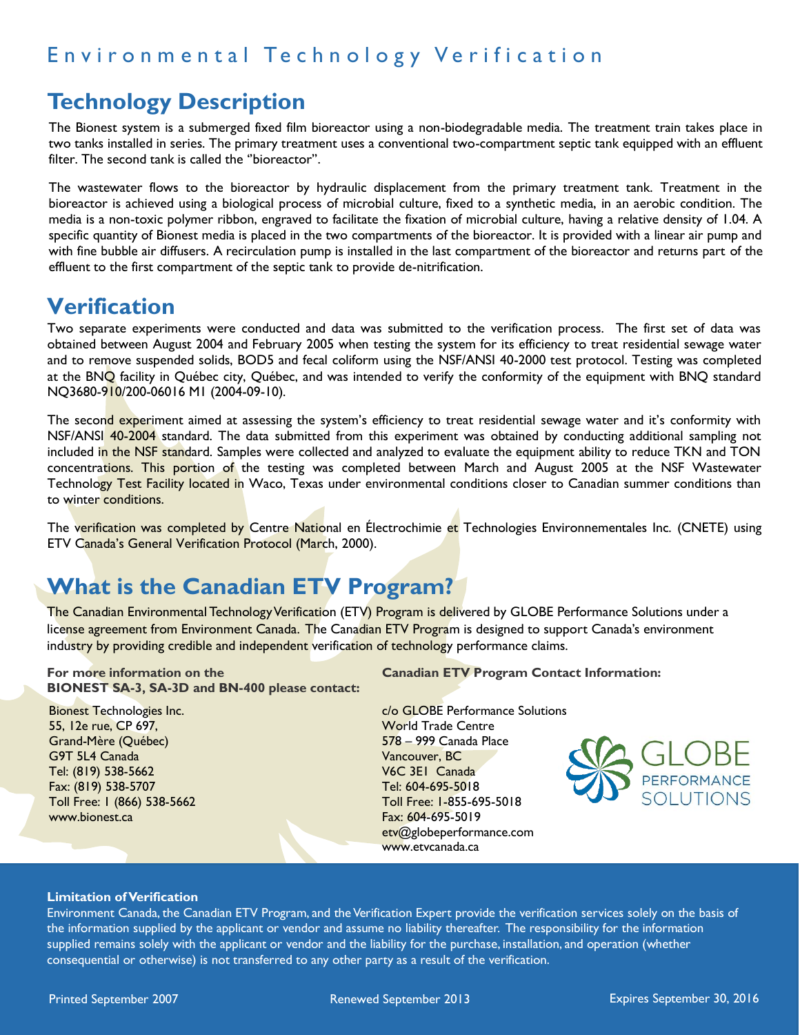# Environmental Technology Verification

## Technology Description

The Bionest system is a submerged fixed film bioreactor using a non-biodegradable media. The treatment train takes place in two tanks installed in series. The primary treatment uses a conventional two-compartment septic tank equipped with an effluent filter. The second tank is called the "bioreactor".

The wastewater flows to the bioreactor by hydraulic displacement from the primary treatment tank. Treatment in the bioreactor is achieved using a biological process of microbial culture, fixed to a synthetic media, in an aerobic condition. The media is a non-toxic polymer ribbon, engraved to facilitate the fixation of microbial culture, having a relative density of 1.04. A specific quantity of Bionest media is placed in the two compartments of the bioreactor. It is provided with a linear air pump and with fine bubble air diffusers. A recirculation pump is installed in the last compartment of the bioreactor and returns part of the effluent to the first compartment of the septic tank to provide de-nitrification.

## Verification

Two separate experiments were conducted and data was submitted to the verification process. The first set of data was obtained between August 2004 and February 2005 when testing the system for its efficiency to treat residential sewage water and to remove suspended solids, BOD5 and fecal coliform using the NSF/ANSI 40-2000 test protocol. Testing was completed at the BNQ facility in Québec city, Québec, and was intended to verify the conformity of the equipment with BNQ standard NQ3680-910/200-06016 M1 (2004-09-10).

The second experiment aimed at assessing the system's efficiency to treat residential sewage water and it's conformity with NSF/ANSI 40-2004 standard. The data submitted from this experiment was obtained by conducting additional sampling not included in the NSF standard. Samples were collected and analyzed to evaluate the equipment ability to reduce TKN and TON concentrations. This portion of the testing was completed between March and August 2005 at the NSF Wastewater Technology Test Facility located in Waco, Texas under environmental conditions closer to Canadian summer conditions than to winter conditions.

The verification was completed by Centre National en Électrochimie et Technologies Environnementales Inc. (CNETE) using ETV Canada's General Verification Protocol (March, 2000).

## What is the Canadian ETV Program?

The Canadian Environmental Technology Verification (ETV) Program is delivered by GLOBE Performance Solutions under a license agreement from Environment Canada. The Canadian ETV Program is designed to support Canada's environment industry by providing credible and independent verification of technology performance claims.

**For more information on the BIONEST SA-3, SA-3D and BN-400 please contact:**

Bionest Technologies Inc.
55, 12e rue, CP 697,
Grand-Mère (Québec)
G9T 5L4 Canada
Tel: (819) 538-5662
Fax: (819) 538-5707
Toll Free: 1 (866) 538-5662
www.bionest.ca

**Canadian ETV Program Contact Information:**

c/o GLOBE Performance Solutions
World Trade Centre
578 – 999 Canada Place
Vancouver, BC
V6C 3E1 Canada
Tel: 604-695-5018
Toll Free: 1-855-695-5018
Fax: 604-695-5019
etv@globeperformance.com
www.etvcanada.ca

GLOBE PERFORMANCE SOLUTIONS

**Limitation of Verification**

Environment Canada, the Canadian ETV Program, and the Verification Expert provide the verification services solely on the basis of the information supplied by the applicant or vendor and assume no liability thereafter. The responsibility for the information supplied remains solely with the applicant or vendor and the liability for the purchase, installation, and operation (whether consequential or otherwise) is not transferred to any other party as a result of the verification.

Printed September 2007 | Renewed September 2013 | Expires September 30, 2016